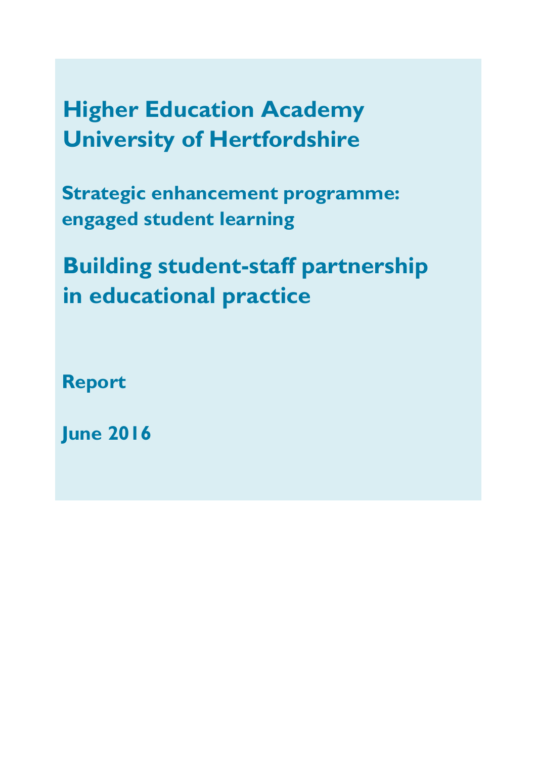# Higher Education Academy
# University of Hertfordshire

## Strategic enhancement programme: engaged student learning

# Building student-staff partnership in educational practice

**Report**

**June 2016**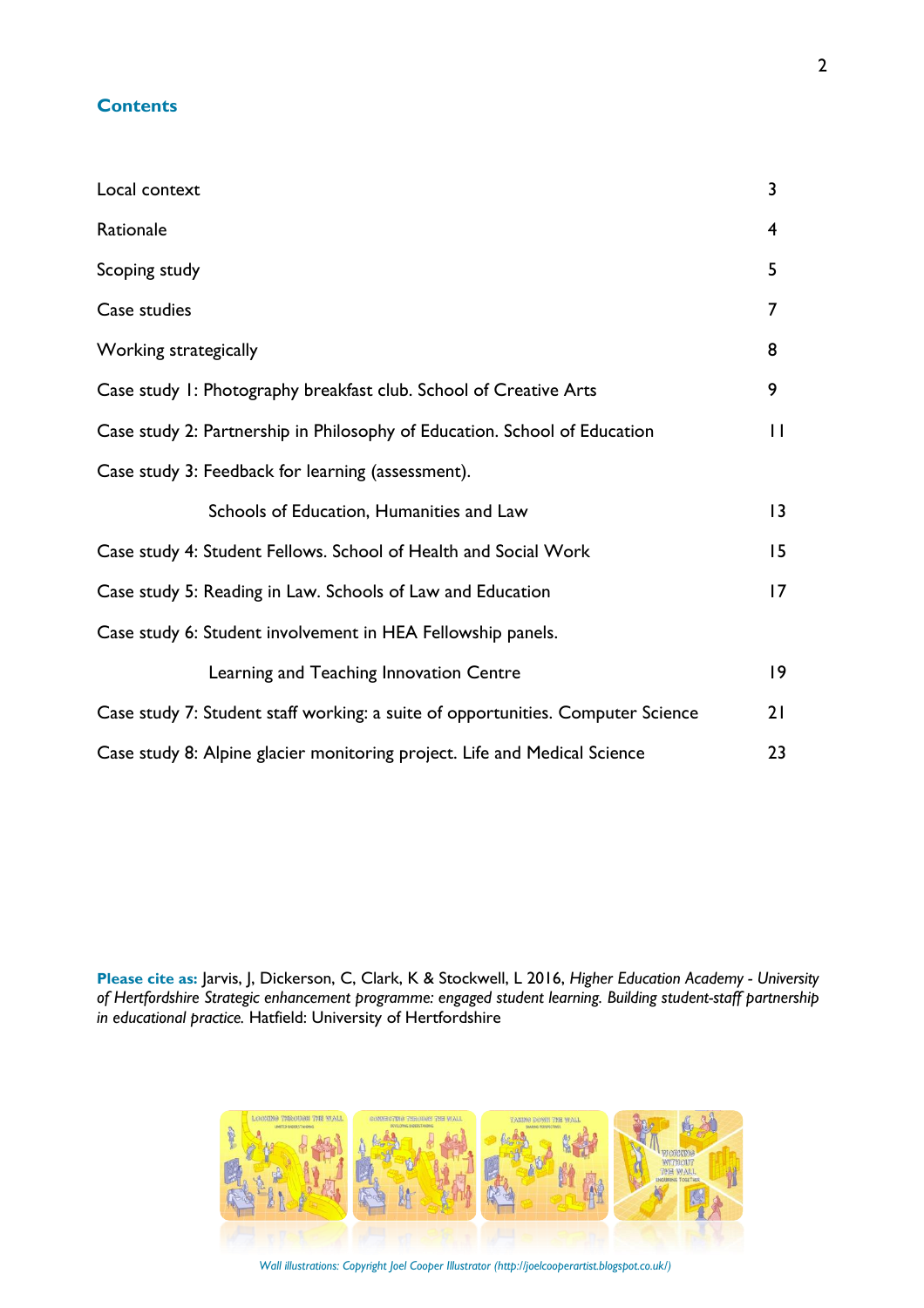## Contents

| | |
|---|---|
| Local context | 3 |
| Rationale | 4 |
| Scoping study | 5 |
| Case studies | 7 |
| Working strategically | 8 |
| Case study 1: Photography breakfast club. School of Creative Arts | 9 |
| Case study 2: Partnership in Philosophy of Education. School of Education | 11 |
| Case study 3: Feedback for learning (assessment). Schools of Education, Humanities and Law | 13 |
| Case study 4: Student Fellows. School of Health and Social Work | 15 |
| Case study 5: Reading in Law. Schools of Law and Education | 17 |
| Case study 6: Student involvement in HEA Fellowship panels. Learning and Teaching Innovation Centre | 19 |
| Case study 7: Student staff working: a suite of opportunities. Computer Science | 21 |
| Case study 8: Alpine glacier monitoring project. Life and Medical Science | 23 |

**Please cite as:** Jarvis, J, Dickerson, C, Clark, K & Stockwell, L 2016, *Higher Education Academy - University of Hertfordshire Strategic enhancement programme: engaged student learning. Building student-staff partnership in educational practice.* Hatfield: University of Hertfordshire

*Wall illustrations: Copyright Joel Cooper Illustrator (http://joelcooperartist.blogspot.co.uk/)*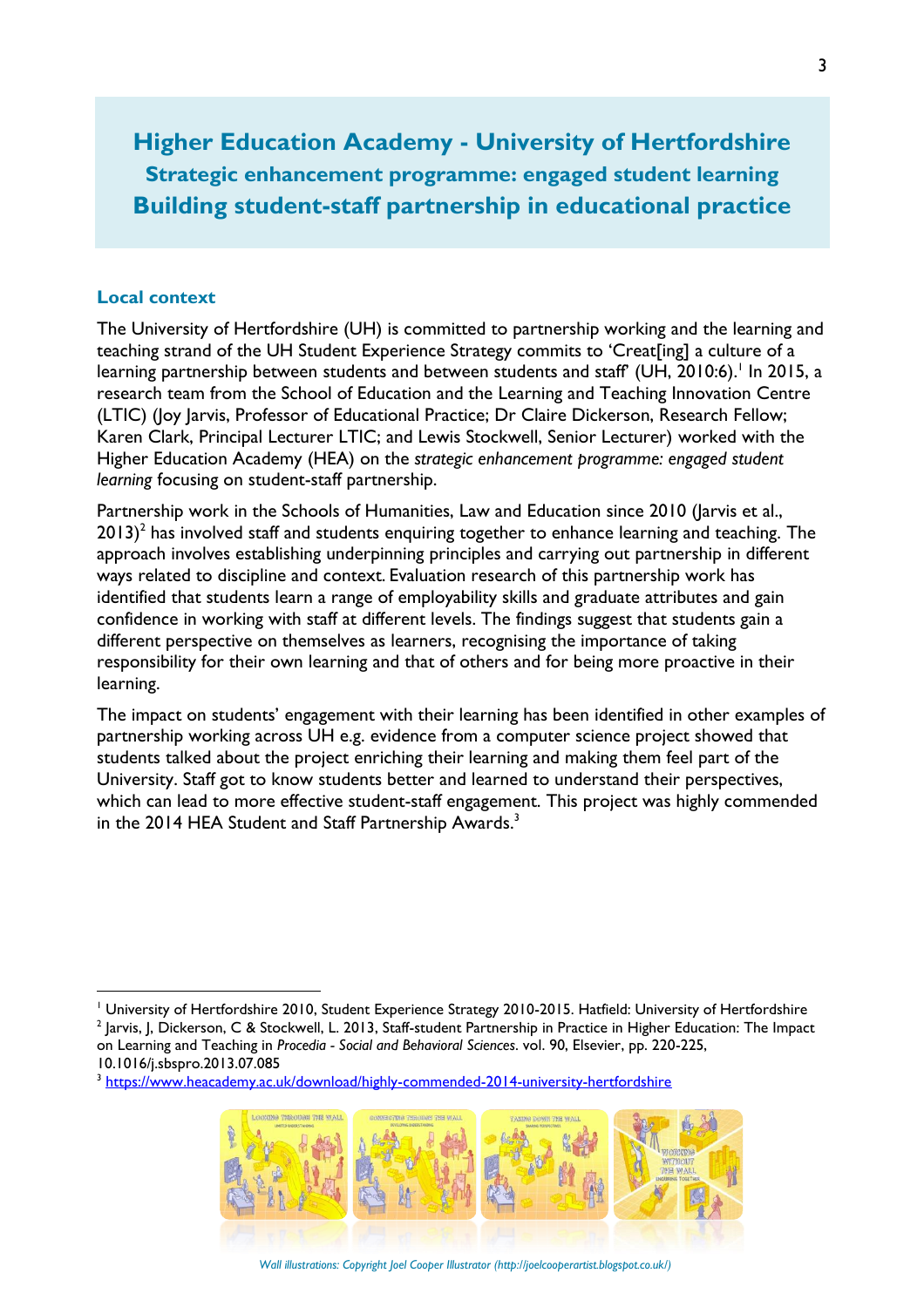# Higher Education Academy - University of Hertfordshire

## Strategic enhancement programme: engaged student learning

# Building student-staff partnership in educational practice

### Local context

The University of Hertfordshire (UH) is committed to partnership working and the learning and teaching strand of the UH Student Experience Strategy commits to 'Creat[ing] a culture of a learning partnership between students and between students and staff' (UH, 2010:6).[1] In 2015, a research team from the School of Education and the Learning and Teaching Innovation Centre (LTIC) (Joy Jarvis, Professor of Educational Practice; Dr Claire Dickerson, Research Fellow; Karen Clark, Principal Lecturer LTIC; and Lewis Stockwell, Senior Lecturer) worked with the Higher Education Academy (HEA) on the *strategic enhancement programme: engaged student learning* focusing on student-staff partnership.

Partnership work in the Schools of Humanities, Law and Education since 2010 (Jarvis et al., 2013)[2] has involved staff and students enquiring together to enhance learning and teaching. The approach involves establishing underpinning principles and carrying out partnership in different ways related to discipline and context. Evaluation research of this partnership work has identified that students learn a range of employability skills and graduate attributes and gain confidence in working with staff at different levels. The findings suggest that students gain a different perspective on themselves as learners, recognising the importance of taking responsibility for their own learning and that of others and for being more proactive in their learning.

The impact on students' engagement with their learning has been identified in other examples of partnership working across UH e.g. evidence from a computer science project showed that students talked about the project enriching their learning and making them feel part of the University. Staff got to know students better and learned to understand their perspectives, which can lead to more effective student-staff engagement. This project was highly commended in the 2014 HEA Student and Staff Partnership Awards.[3]

---

[1] University of Hertfordshire 2010, Student Experience Strategy 2010-2015. Hatfield: University of Hertfordshire

[2] Jarvis, J, Dickerson, C & Stockwell, L. 2013, Staff-student Partnership in Practice in Higher Education: The Impact on Learning and Teaching in *Procedia - Social and Behavioral Sciences*. vol. 90, Elsevier, pp. 220-225, 10.1016/j.sbspro.2013.07.085

[3] https://www.heacademy.ac.uk/download/highly-commended-2014-university-hertfordshire

*Wall illustrations: Copyright Joel Cooper Illustrator (http://joelcooperartist.blogspot.co.uk/)*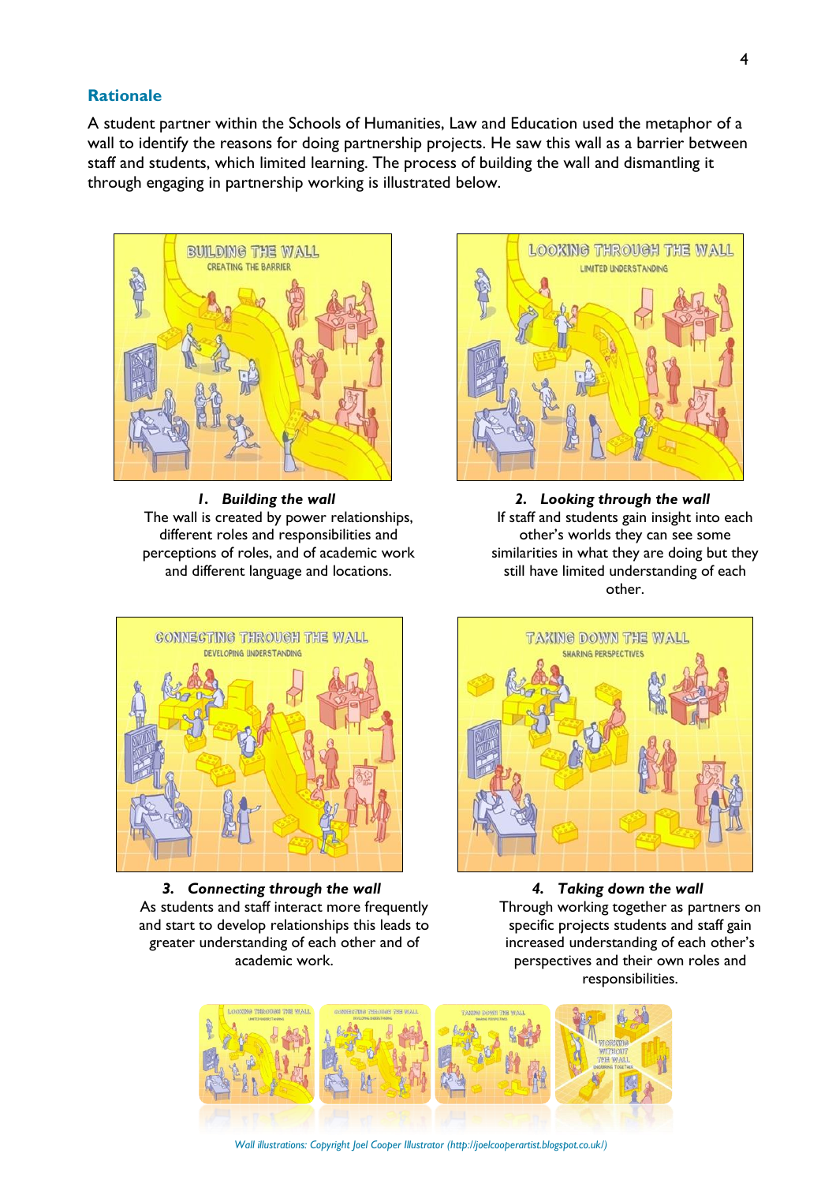## Rationale

A student partner within the Schools of Humanities, Law and Education used the metaphor of a wall to identify the reasons for doing partnership projects. He saw this wall as a barrier between staff and students, which limited learning. The process of building the wall and dismantling it through engaging in partnership working is illustrated below.

***1. Building the wall***
The wall is created by power relationships, different roles and responsibilities and perceptions of roles, and of academic work and different language and locations.

***2. Looking through the wall***
If staff and students gain insight into each other's worlds they can see some similarities in what they are doing but they still have limited understanding of each other.

***3. Connecting through the wall***
As students and staff interact more frequently and start to develop relationships this leads to greater understanding of each other and of academic work.

***4. Taking down the wall***
Through working together as partners on specific projects students and staff gain increased understanding of each other's perspectives and their own roles and responsibilities.

*Wall illustrations: Copyright Joel Cooper Illustrator (http://joelcooperartist.blogspot.co.uk/)*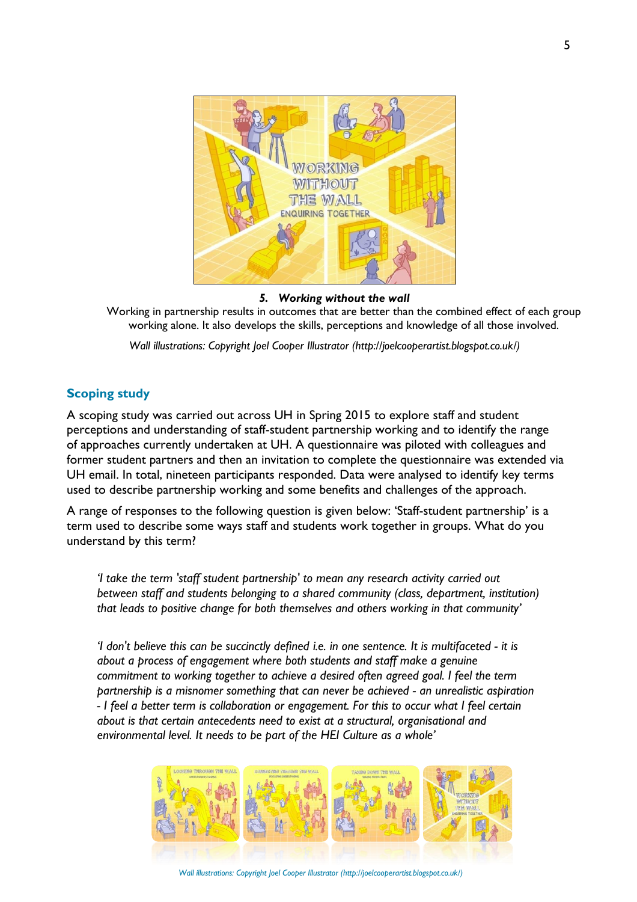***5. Working without the wall***

Working in partnership results in outcomes that are better than the combined effect of each group working alone. It also develops the skills, perceptions and knowledge of all those involved.

*Wall illustrations: Copyright Joel Cooper Illustrator (http://joelcooperartist.blogspot.co.uk/)*

## Scoping study

A scoping study was carried out across UH in Spring 2015 to explore staff and student perceptions and understanding of staff-student partnership working and to identify the range of approaches currently undertaken at UH. A questionnaire was piloted with colleagues and former student partners and then an invitation to complete the questionnaire was extended via UH email. In total, nineteen participants responded. Data were analysed to identify key terms used to describe partnership working and some benefits and challenges of the approach.

A range of responses to the following question is given below: 'Staff-student partnership' is a term used to describe some ways staff and students work together in groups. What do you understand by this term?

> *'I take the term 'staff student partnership' to mean any research activity carried out between staff and students belonging to a shared community (class, department, institution) that leads to positive change for both themselves and others working in that community'*

> *'I don't believe this can be succinctly defined i.e. in one sentence. It is multifaceted - it is about a process of engagement where both students and staff make a genuine commitment to working together to achieve a desired often agreed goal. I feel the term partnership is a misnomer something that can never be achieved - an unrealistic aspiration - I feel a better term is collaboration or engagement. For this to occur what I feel certain about is that certain antecedents need to exist at a structural, organisational and environmental level. It needs to be part of the HEI Culture as a whole'*

*Wall illustrations: Copyright Joel Cooper Illustrator (http://joelcooperartist.blogspot.co.uk/)*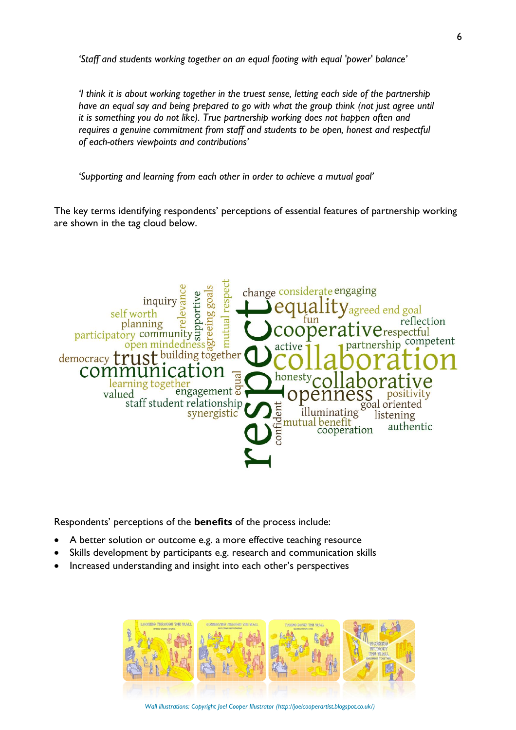*'Staff and students working together on an equal footing with equal 'power' balance'*

*'I think it is about working together in the truest sense, letting each side of the partnership have an equal say and being prepared to go with what the group think (not just agree until it is something you do not like). True partnership working does not happen often and requires a genuine commitment from staff and students to be open, honest and respectful of each-others viewpoints and contributions'*

*'Supporting and learning from each other in order to achieve a mutual goal'*

The key terms identifying respondents' perceptions of essential features of partnership working are shown in the tag cloud below.

Respondents' perceptions of the **benefits** of the process include:

- A better solution or outcome e.g. a more effective teaching resource
- Skills development by participants e.g. research and communication skills
- Increased understanding and insight into each other's perspectives

*Wall illustrations: Copyright Joel Cooper Illustrator (http://joelcooperartist.blogspot.co.uk/)*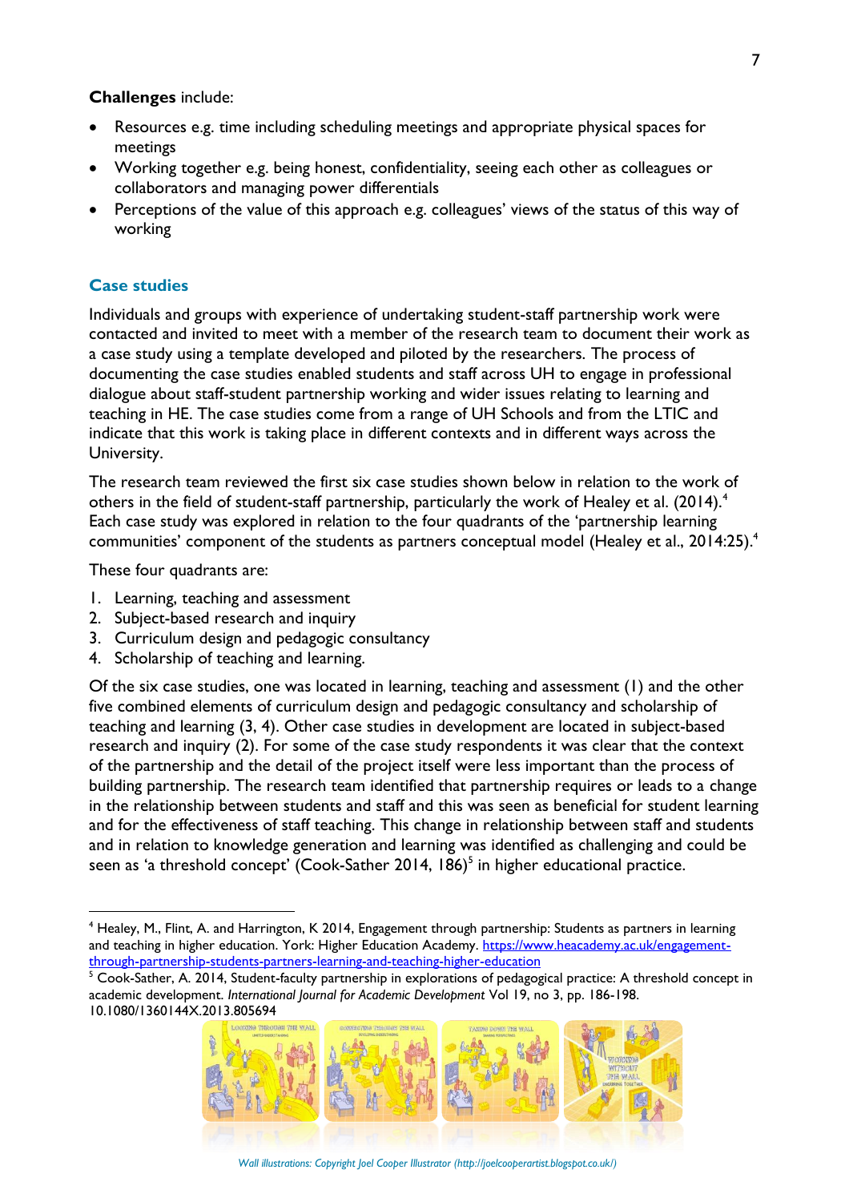**Challenges** include:

- Resources e.g. time including scheduling meetings and appropriate physical spaces for meetings
- Working together e.g. being honest, confidentiality, seeing each other as colleagues or collaborators and managing power differentials
- Perceptions of the value of this approach e.g. colleagues' views of the status of this way of working

## Case studies

Individuals and groups with experience of undertaking student-staff partnership work were contacted and invited to meet with a member of the research team to document their work as a case study using a template developed and piloted by the researchers. The process of documenting the case studies enabled students and staff across UH to engage in professional dialogue about staff-student partnership working and wider issues relating to learning and teaching in HE. The case studies come from a range of UH Schools and from the LTIC and indicate that this work is taking place in different contexts and in different ways across the University.

The research team reviewed the first six case studies shown below in relation to the work of others in the field of student-staff partnership, particularly the work of Healey et al. (2014).[4] Each case study was explored in relation to the four quadrants of the 'partnership learning communities' component of the students as partners conceptual model (Healey et al., 2014:25).[4]

These four quadrants are:

1. Learning, teaching and assessment
2. Subject-based research and inquiry
3. Curriculum design and pedagogic consultancy
4. Scholarship of teaching and learning.

Of the six case studies, one was located in learning, teaching and assessment (1) and the other five combined elements of curriculum design and pedagogic consultancy and scholarship of teaching and learning (3, 4). Other case studies in development are located in subject-based research and inquiry (2). For some of the case study respondents it was clear that the context of the partnership and the detail of the project itself were less important than the process of building partnership. The research team identified that partnership requires or leads to a change in the relationship between students and staff and this was seen as beneficial for student learning and for the effectiveness of staff teaching. This change in relationship between staff and students and in relation to knowledge generation and learning was identified as challenging and could be seen as 'a threshold concept' (Cook-Sather 2014, 186)[5] in higher educational practice.

---

[4] Healey, M., Flint, A. and Harrington, K 2014, Engagement through partnership: Students as partners in learning and teaching in higher education. York: Higher Education Academy. https://www.heacademy.ac.uk/engagement-through-partnership-students-partners-learning-and-teaching-higher-education

[5] Cook-Sather, A. 2014, Student-faculty partnership in explorations of pedagogical practice: A threshold concept in academic development. *International Journal for Academic Development* Vol 19, no 3, pp. 186-198. 10.1080/1360144X.2013.805694

*Wall illustrations: Copyright Joel Cooper Illustrator (http://joelcooperartist.blogspot.co.uk/)*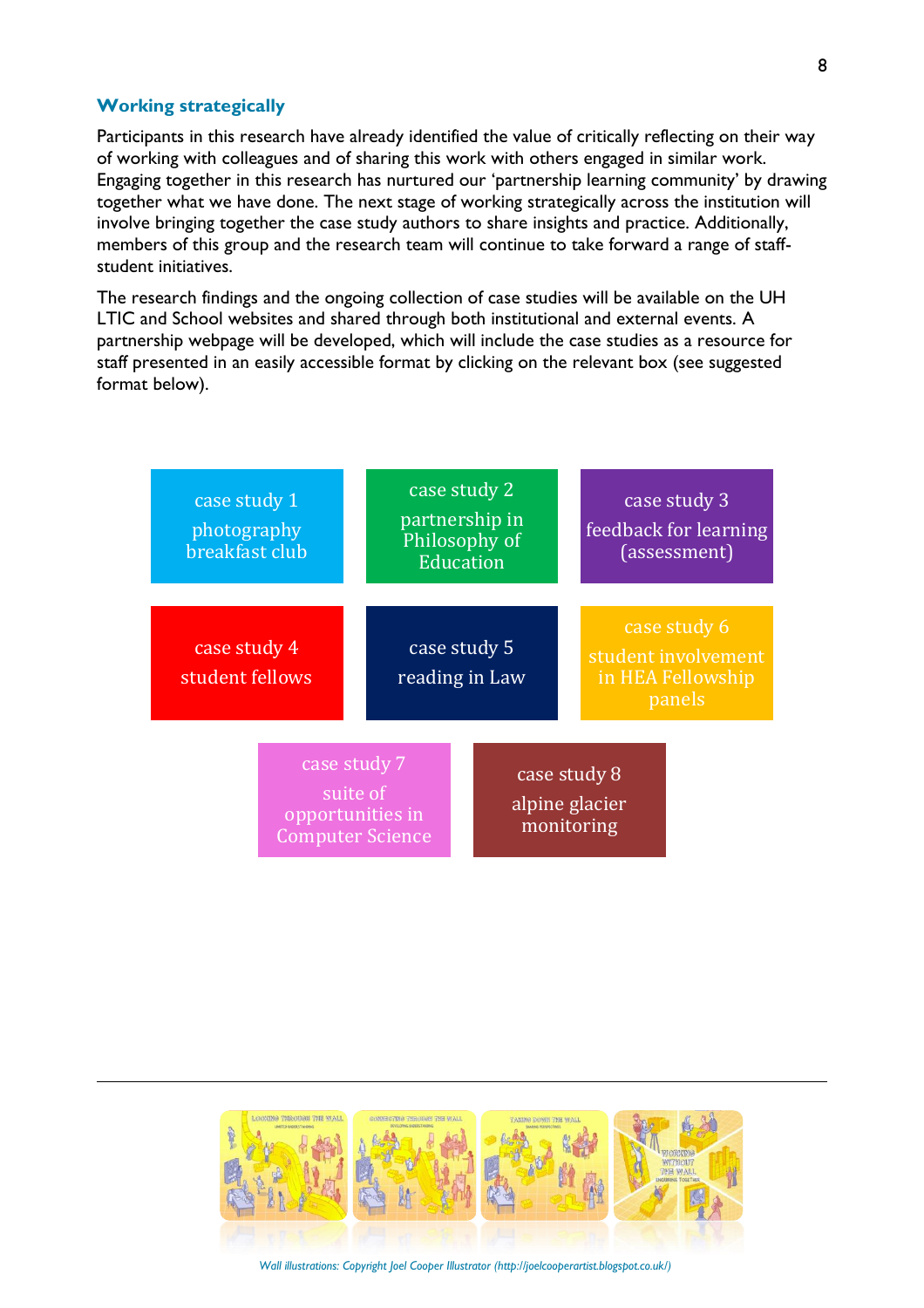## Working strategically

Participants in this research have already identified the value of critically reflecting on their way of working with colleagues and of sharing this work with others engaged in similar work. Engaging together in this research has nurtured our 'partnership learning community' by drawing together what we have done. The next stage of working strategically across the institution will involve bringing together the case study authors to share insights and practice. Additionally, members of this group and the research team will continue to take forward a range of staff-student initiatives.

The research findings and the ongoing collection of case studies will be available on the UH LTIC and School websites and shared through both institutional and external events. A partnership webpage will be developed, which will include the case studies as a resource for staff presented in an easily accessible format by clicking on the relevant box (see suggested format below).

| | | |
|---|---|---|
| case study 1<br>photography breakfast club | case study 2<br>partnership in Philosophy of Education | case study 3<br>feedback for learning (assessment) |
| case study 4<br>student fellows | case study 5<br>reading in Law | case study 6<br>student involvement in HEA Fellowship panels |
| case study 7<br>suite of opportunities in Computer Science | case study 8<br>alpine glacier monitoring | |

*Wall illustrations: Copyright Joel Cooper Illustrator (http://joelcooperartist.blogspot.co.uk/)*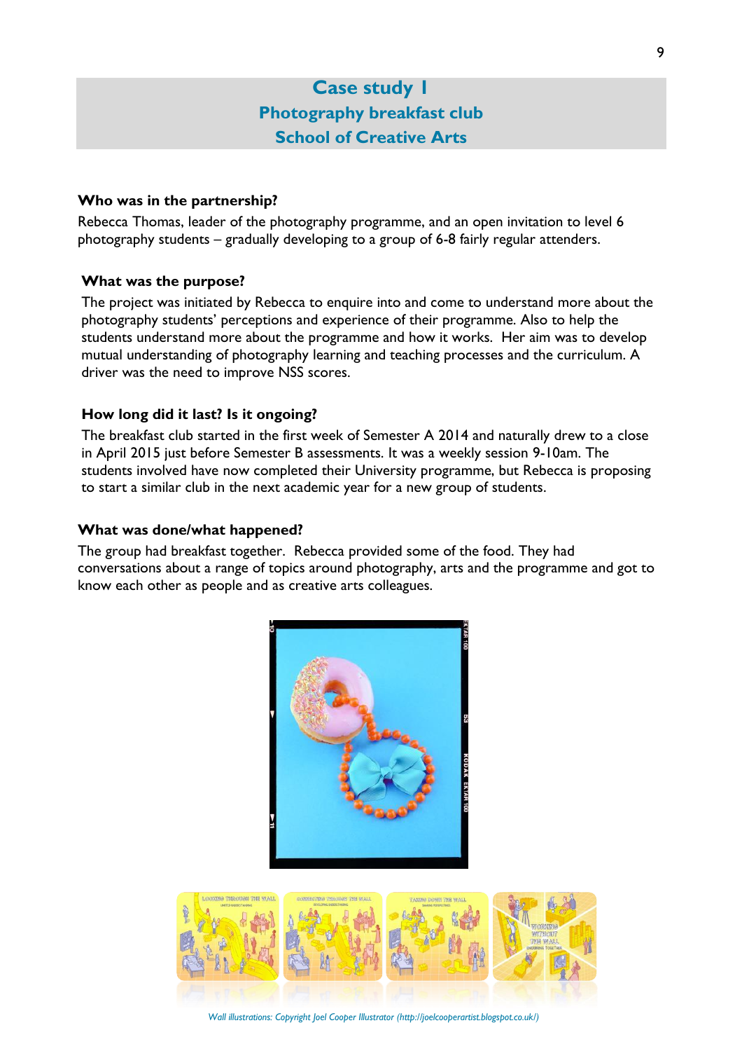# Case study 1
## Photography breakfast club
## School of Creative Arts

**Who was in the partnership?**

Rebecca Thomas, leader of the photography programme, and an open invitation to level 6 photography students – gradually developing to a group of 6-8 fairly regular attenders.

**What was the purpose?**

The project was initiated by Rebecca to enquire into and come to understand more about the photography students' perceptions and experience of their programme. Also to help the students understand more about the programme and how it works. Her aim was to develop mutual understanding of photography learning and teaching processes and the curriculum. A driver was the need to improve NSS scores.

**How long did it last? Is it ongoing?**

The breakfast club started in the first week of Semester A 2014 and naturally drew to a close in April 2015 just before Semester B assessments. It was a weekly session 9-10am. The students involved have now completed their University programme, but Rebecca is proposing to start a similar club in the next academic year for a new group of students.

**What was done/what happened?**

The group had breakfast together. Rebecca provided some of the food. They had conversations about a range of topics around photography, arts and the programme and got to know each other as people and as creative arts colleagues.

*Wall illustrations: Copyright Joel Cooper Illustrator (http://joelcooperartist.blogspot.co.uk/)*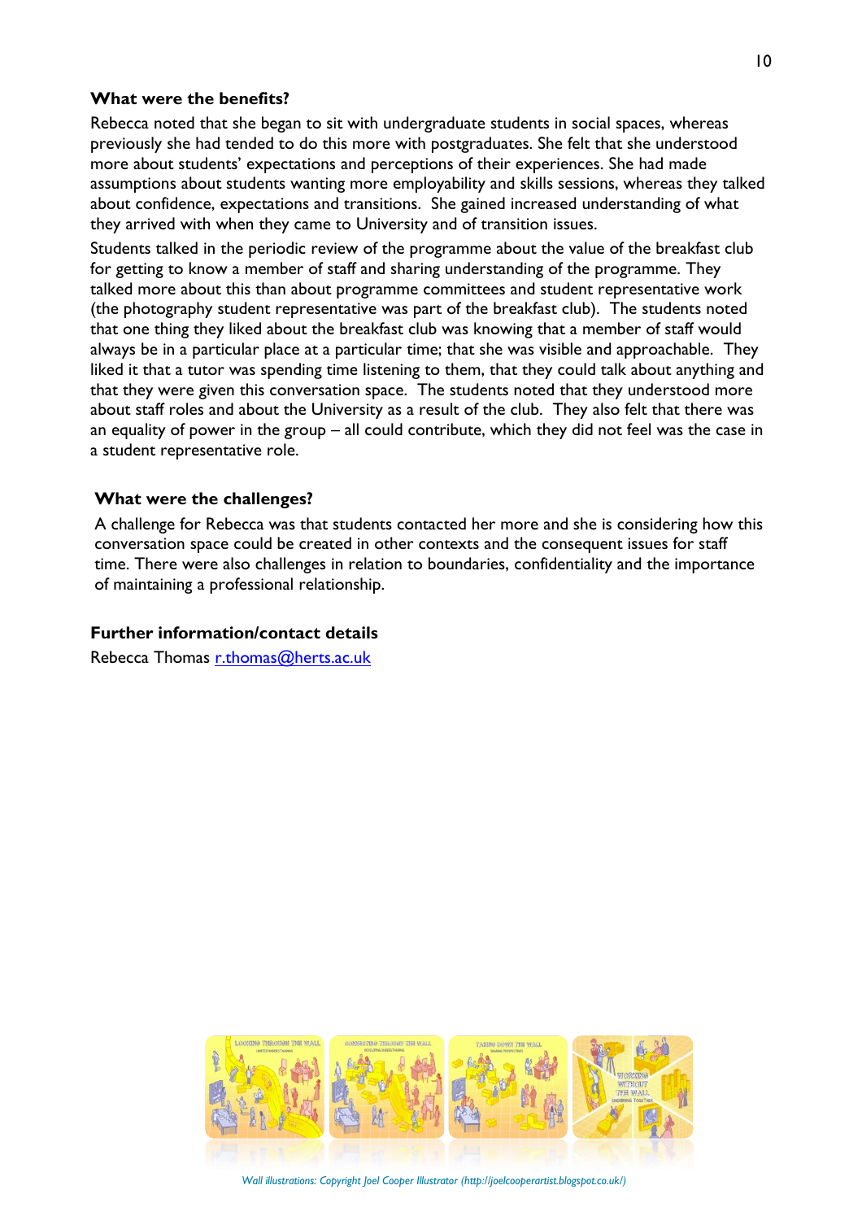### What were the benefits?

Rebecca noted that she began to sit with undergraduate students in social spaces, whereas previously she had tended to do this more with postgraduates. She felt that she understood more about students' expectations and perceptions of their experiences. She had made assumptions about students wanting more employability and skills sessions, whereas they talked about confidence, expectations and transitions. She gained increased understanding of what they arrived with when they came to University and of transition issues.

Students talked in the periodic review of the programme about the value of the breakfast club for getting to know a member of staff and sharing understanding of the programme. They talked more about this than about programme committees and student representative work (the photography student representative was part of the breakfast club). The students noted that one thing they liked about the breakfast club was knowing that a member of staff would always be in a particular place at a particular time; that she was visible and approachable. They liked it that a tutor was spending time listening to them, that they could talk about anything and that they were given this conversation space. The students noted that they understood more about staff roles and about the University as a result of the club. They also felt that there was an equality of power in the group – all could contribute, which they did not feel was the case in a student representative role.

### What were the challenges?

A challenge for Rebecca was that students contacted her more and she is considering how this conversation space could be created in other contexts and the consequent issues for staff time. There were also challenges in relation to boundaries, confidentiality and the importance of maintaining a professional relationship.

### Further information/contact details

Rebecca Thomas [r.thomas@herts.ac.uk](mailto:r.thomas@herts.ac.uk)

*Wall illustrations: Copyright Joel Cooper Illustrator (http://joelcooperartist.blogspot.co.uk/)*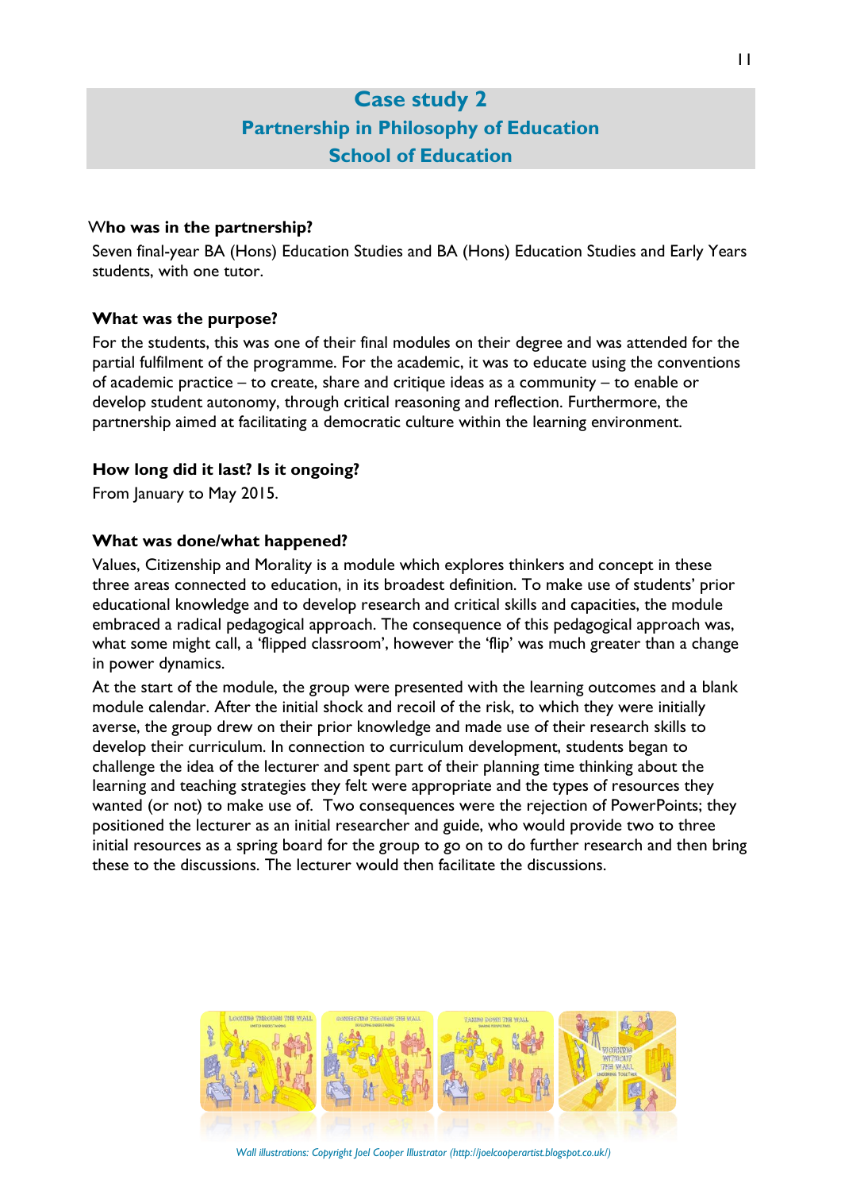# Case study 2
## Partnership in Philosophy of Education
## School of Education

**Who was in the partnership?**

Seven final-year BA (Hons) Education Studies and BA (Hons) Education Studies and Early Years students, with one tutor.

**What was the purpose?**

For the students, this was one of their final modules on their degree and was attended for the partial fulfilment of the programme. For the academic, it was to educate using the conventions of academic practice – to create, share and critique ideas as a community – to enable or develop student autonomy, through critical reasoning and reflection. Furthermore, the partnership aimed at facilitating a democratic culture within the learning environment.

**How long did it last? Is it ongoing?**

From January to May 2015.

**What was done/what happened?**

Values, Citizenship and Morality is a module which explores thinkers and concept in these three areas connected to education, in its broadest definition. To make use of students' prior educational knowledge and to develop research and critical skills and capacities, the module embraced a radical pedagogical approach. The consequence of this pedagogical approach was, what some might call, a 'flipped classroom', however the 'flip' was much greater than a change in power dynamics.

At the start of the module, the group were presented with the learning outcomes and a blank module calendar. After the initial shock and recoil of the risk, to which they were initially averse, the group drew on their prior knowledge and made use of their research skills to develop their curriculum. In connection to curriculum development, students began to challenge the idea of the lecturer and spent part of their planning time thinking about the learning and teaching strategies they felt were appropriate and the types of resources they wanted (or not) to make use of. Two consequences were the rejection of PowerPoints; they positioned the lecturer as an initial researcher and guide, who would provide two to three initial resources as a spring board for the group to go on to do further research and then bring these to the discussions. The lecturer would then facilitate the discussions.

*Wall illustrations: Copyright Joel Cooper Illustrator (http://joelcooperartist.blogspot.co.uk/)*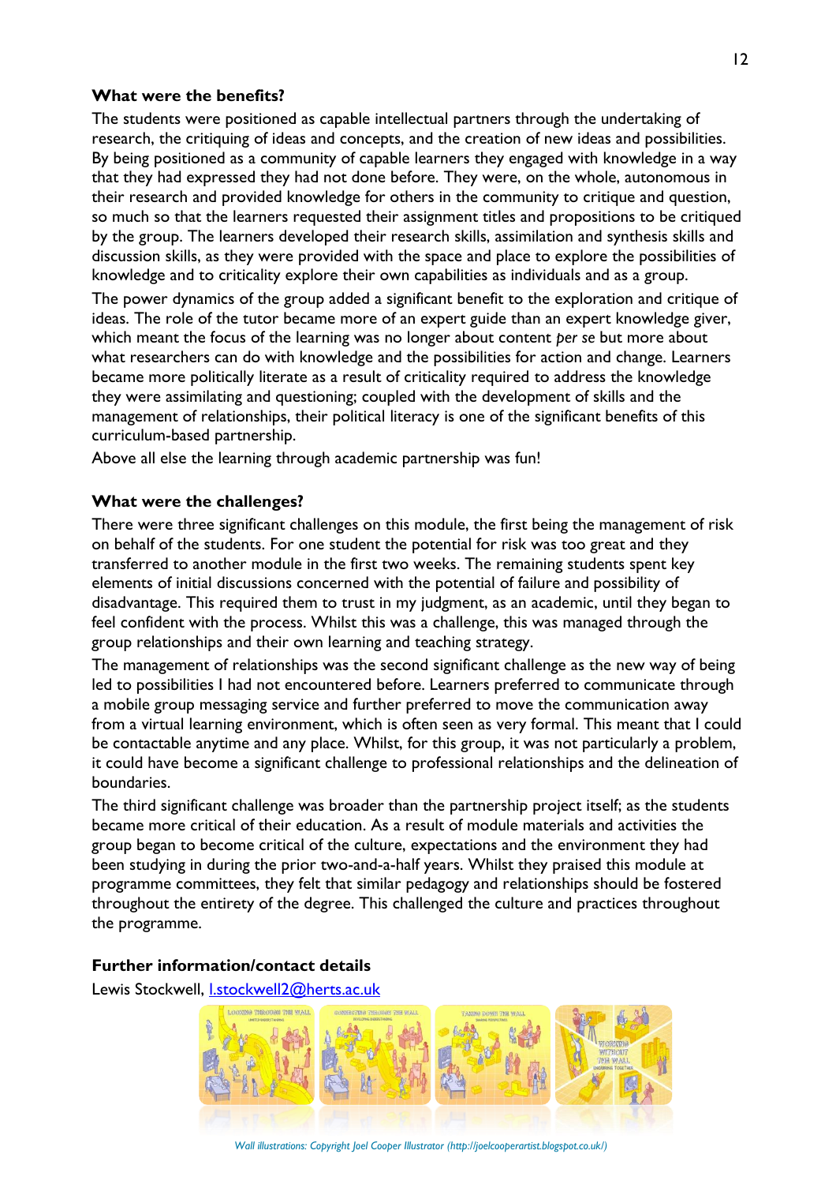**What were the benefits?**

The students were positioned as capable intellectual partners through the undertaking of research, the critiquing of ideas and concepts, and the creation of new ideas and possibilities. By being positioned as a community of capable learners they engaged with knowledge in a way that they had expressed they had not done before. They were, on the whole, autonomous in their research and provided knowledge for others in the community to critique and question, so much so that the learners requested their assignment titles and propositions to be critiqued by the group. The learners developed their research skills, assimilation and synthesis skills and discussion skills, as they were provided with the space and place to explore the possibilities of knowledge and to criticality explore their own capabilities as individuals and as a group.

The power dynamics of the group added a significant benefit to the exploration and critique of ideas. The role of the tutor became more of an expert guide than an expert knowledge giver, which meant the focus of the learning was no longer about content *per se* but more about what researchers can do with knowledge and the possibilities for action and change. Learners became more politically literate as a result of criticality required to address the knowledge they were assimilating and questioning; coupled with the development of skills and the management of relationships, their political literacy is one of the significant benefits of this curriculum-based partnership.

Above all else the learning through academic partnership was fun!

**What were the challenges?**

There were three significant challenges on this module, the first being the management of risk on behalf of the students. For one student the potential for risk was too great and they transferred to another module in the first two weeks. The remaining students spent key elements of initial discussions concerned with the potential of failure and possibility of disadvantage. This required them to trust in my judgment, as an academic, until they began to feel confident with the process. Whilst this was a challenge, this was managed through the group relationships and their own learning and teaching strategy.

The management of relationships was the second significant challenge as the new way of being led to possibilities I had not encountered before. Learners preferred to communicate through a mobile group messaging service and further preferred to move the communication away from a virtual learning environment, which is often seen as very formal. This meant that I could be contactable anytime and any place. Whilst, for this group, it was not particularly a problem, it could have become a significant challenge to professional relationships and the delineation of boundaries.

The third significant challenge was broader than the partnership project itself; as the students became more critical of their education. As a result of module materials and activities the group began to become critical of the culture, expectations and the environment they had been studying in during the prior two-and-a-half years. Whilst they praised this module at programme committees, they felt that similar pedagogy and relationships should be fostered throughout the entirety of the degree. This challenged the culture and practices throughout the programme.

**Further information/contact details**

Lewis Stockwell, l.stockwell2@herts.ac.uk

*Wall illustrations: Copyright Joel Cooper Illustrator (http://joelcooperartist.blogspot.co.uk/)*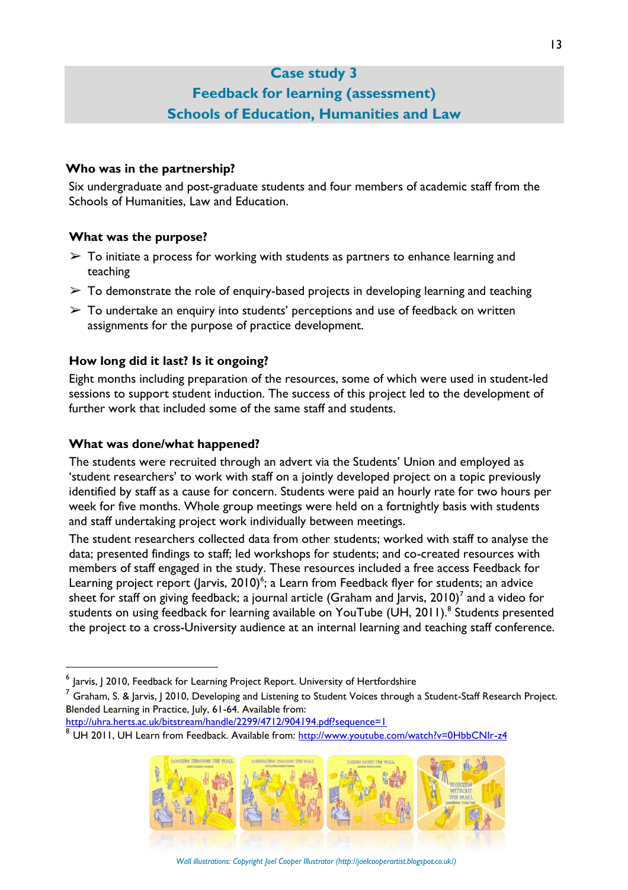## Case study 3
## Feedback for learning (assessment)
## Schools of Education, Humanities and Law

**Who was in the partnership?**

Six undergraduate and post-graduate students and four members of academic staff from the Schools of Humanities, Law and Education.

**What was the purpose?**

- To initiate a process for working with students as partners to enhance learning and teaching
- To demonstrate the role of enquiry-based projects in developing learning and teaching
- To undertake an enquiry into students' perceptions and use of feedback on written assignments for the purpose of practice development.

**How long did it last? Is it ongoing?**

Eight months including preparation of the resources, some of which were used in student-led sessions to support student induction. The success of this project led to the development of further work that included some of the same staff and students.

**What was done/what happened?**

The students were recruited through an advert via the Students' Union and employed as 'student researchers' to work with staff on a jointly developed project on a topic previously identified by staff as a cause for concern. Students were paid an hourly rate for two hours per week for five months. Whole group meetings were held on a fortnightly basis with students and staff undertaking project work individually between meetings.

The student researchers collected data from other students; worked with staff to analyse the data; presented findings to staff; led workshops for students; and co-created resources with members of staff engaged in the study. These resources included a free access Feedback for Learning project report (Jarvis, 2010)[6]; a Learn from Feedback flyer for students; an advice sheet for staff on giving feedback; a journal article (Graham and Jarvis, 2010)[7] and a video for students on using feedback for learning available on YouTube (UH, 2011).[8] Students presented the project to a cross-University audience at an internal learning and teaching staff conference.

---

[6] Jarvis, J 2010, Feedback for Learning Project Report. University of Hertfordshire

[7] Graham, S. & Jarvis, J 2010, Developing and Listening to Student Voices through a Student-Staff Research Project. Blended Learning in Practice, July, 61-64. Available from: http://uhra.herts.ac.uk/bitstream/handle/2299/4712/904194.pdf?sequence=1

[8] UH 2011, UH Learn from Feedback. Available from: http://www.youtube.com/watch?v=0HbbCNlr-z4

*Wall illustrations: Copyright Joel Cooper Illustrator (http://joelcooperartist.blogspot.co.uk/)*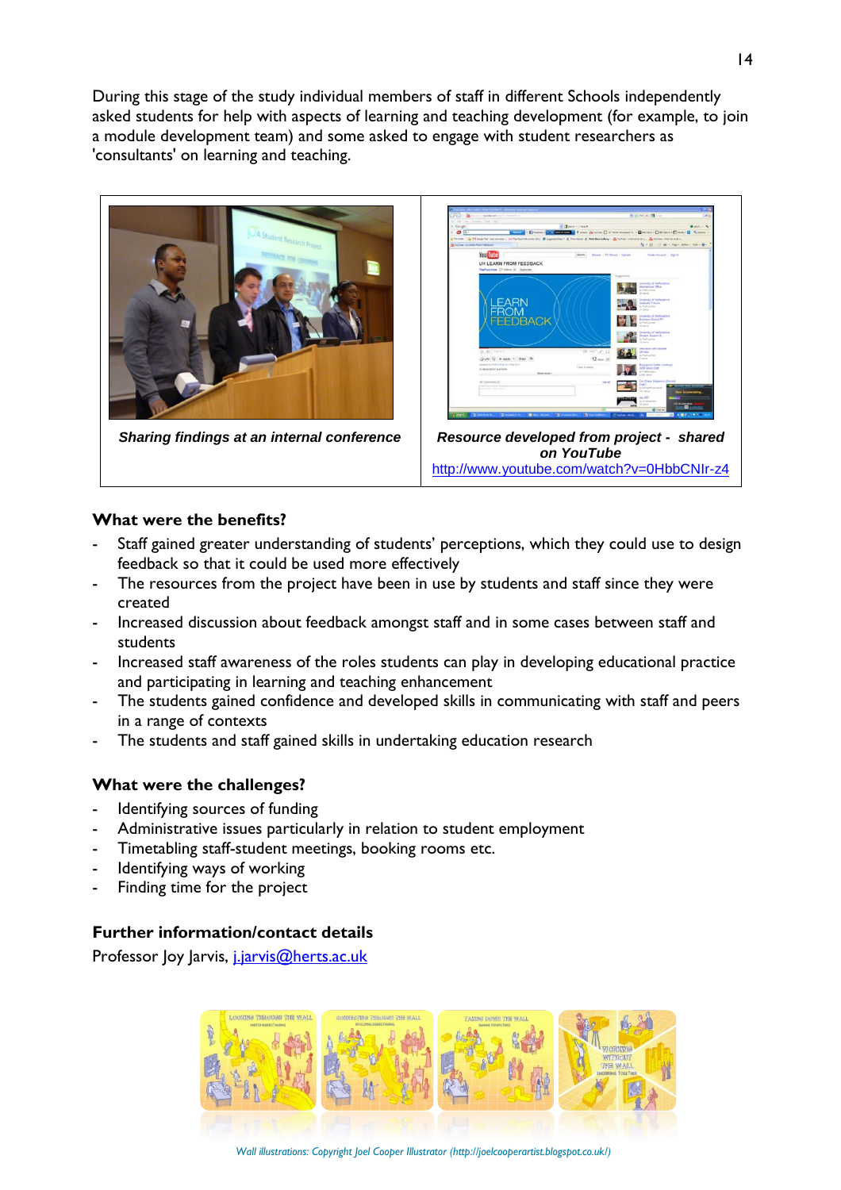During this stage of the study individual members of staff in different Schools independently asked students for help with aspects of learning and teaching development (for example, to join a module development team) and some asked to engage with student researchers as 'consultants' on learning and teaching.

| ***Sharing findings at an internal conference*** | ***Resource developed from project - shared on YouTube*** [http://www.youtube.com/watch?v=0HbbCNIr-z4](http://www.youtube.com/watch?v=0HbbCNIr-z4) |
|---|---|

**What were the benefits?**

- Staff gained greater understanding of students' perceptions, which they could use to design feedback so that it could be used more effectively
- The resources from the project have been in use by students and staff since they were created
- Increased discussion about feedback amongst staff and in some cases between staff and students
- Increased staff awareness of the roles students can play in developing educational practice and participating in learning and teaching enhancement
- The students gained confidence and developed skills in communicating with staff and peers in a range of contexts
- The students and staff gained skills in undertaking education research

**What were the challenges?**

- Identifying sources of funding
- Administrative issues particularly in relation to student employment
- Timetabling staff-student meetings, booking rooms etc.
- Identifying ways of working
- Finding time for the project

**Further information/contact details**

Professor Joy Jarvis, [j.jarvis@herts.ac.uk](mailto:j.jarvis@herts.ac.uk)

*Wall illustrations: Copyright Joel Cooper Illustrator (http://joelcooperartist.blogspot.co.uk/)*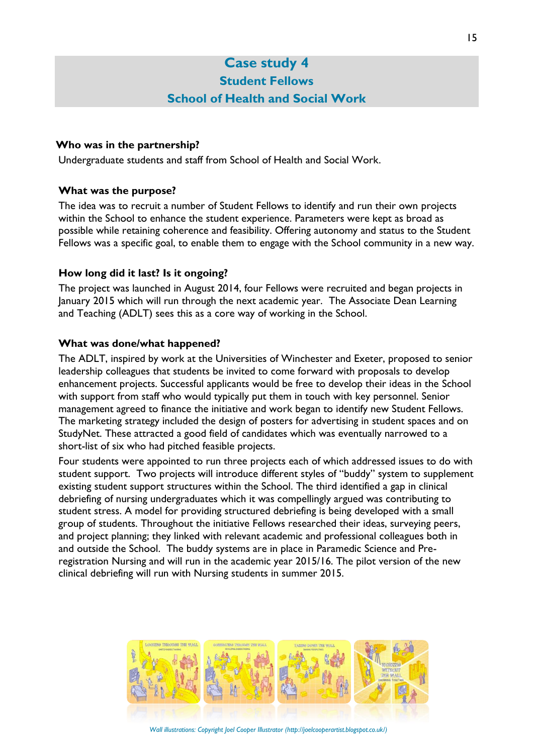# Case study 4
## Student Fellows
## School of Health and Social Work

**Who was in the partnership?**

Undergraduate students and staff from School of Health and Social Work.

**What was the purpose?**

The idea was to recruit a number of Student Fellows to identify and run their own projects within the School to enhance the student experience. Parameters were kept as broad as possible while retaining coherence and feasibility. Offering autonomy and status to the Student Fellows was a specific goal, to enable them to engage with the School community in a new way.

**How long did it last? Is it ongoing?**

The project was launched in August 2014, four Fellows were recruited and began projects in January 2015 which will run through the next academic year. The Associate Dean Learning and Teaching (ADLT) sees this as a core way of working in the School.

**What was done/what happened?**

The ADLT, inspired by work at the Universities of Winchester and Exeter, proposed to senior leadership colleagues that students be invited to come forward with proposals to develop enhancement projects. Successful applicants would be free to develop their ideas in the School with support from staff who would typically put them in touch with key personnel. Senior management agreed to finance the initiative and work began to identify new Student Fellows. The marketing strategy included the design of posters for advertising in student spaces and on StudyNet. These attracted a good field of candidates which was eventually narrowed to a short-list of six who had pitched feasible projects.

Four students were appointed to run three projects each of which addressed issues to do with student support. Two projects will introduce different styles of "buddy" system to supplement existing student support structures within the School. The third identified a gap in clinical debriefing of nursing undergraduates which it was compellingly argued was contributing to student stress. A model for providing structured debriefing is being developed with a small group of students. Throughout the initiative Fellows researched their ideas, surveying peers, and project planning; they linked with relevant academic and professional colleagues both in and outside the School. The buddy systems are in place in Paramedic Science and Pre-registration Nursing and will run in the academic year 2015/16. The pilot version of the new clinical debriefing will run with Nursing students in summer 2015.

*Wall illustrations: Copyright Joel Cooper Illustrator (http://joelcooperartist.blogspot.co.uk/)*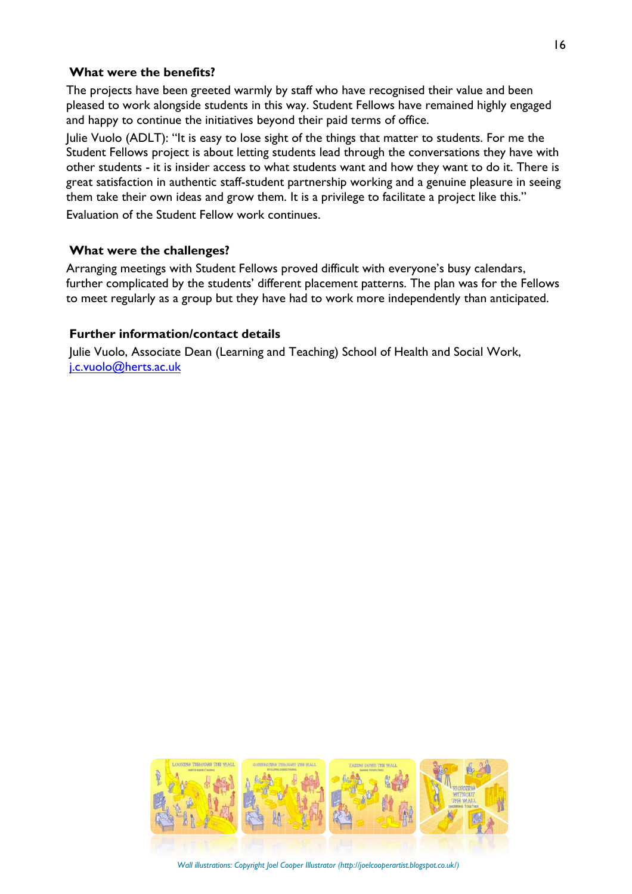### What were the benefits?

The projects have been greeted warmly by staff who have recognised their value and been pleased to work alongside students in this way. Student Fellows have remained highly engaged and happy to continue the initiatives beyond their paid terms of office.

Julie Vuolo (ADLT): "It is easy to lose sight of the things that matter to students. For me the Student Fellows project is about letting students lead through the conversations they have with other students - it is insider access to what students want and how they want to do it. There is great satisfaction in authentic staff-student partnership working and a genuine pleasure in seeing them take their own ideas and grow them. It is a privilege to facilitate a project like this."

Evaluation of the Student Fellow work continues.

### What were the challenges?

Arranging meetings with Student Fellows proved difficult with everyone's busy calendars, further complicated by the students' different placement patterns. The plan was for the Fellows to meet regularly as a group but they have had to work more independently than anticipated.

### Further information/contact details

Julie Vuolo, Associate Dean (Learning and Teaching) School of Health and Social Work, j.c.vuolo@herts.ac.uk

*Wall illustrations: Copyright Joel Cooper Illustrator (http://joelcooperartist.blogspot.co.uk/)*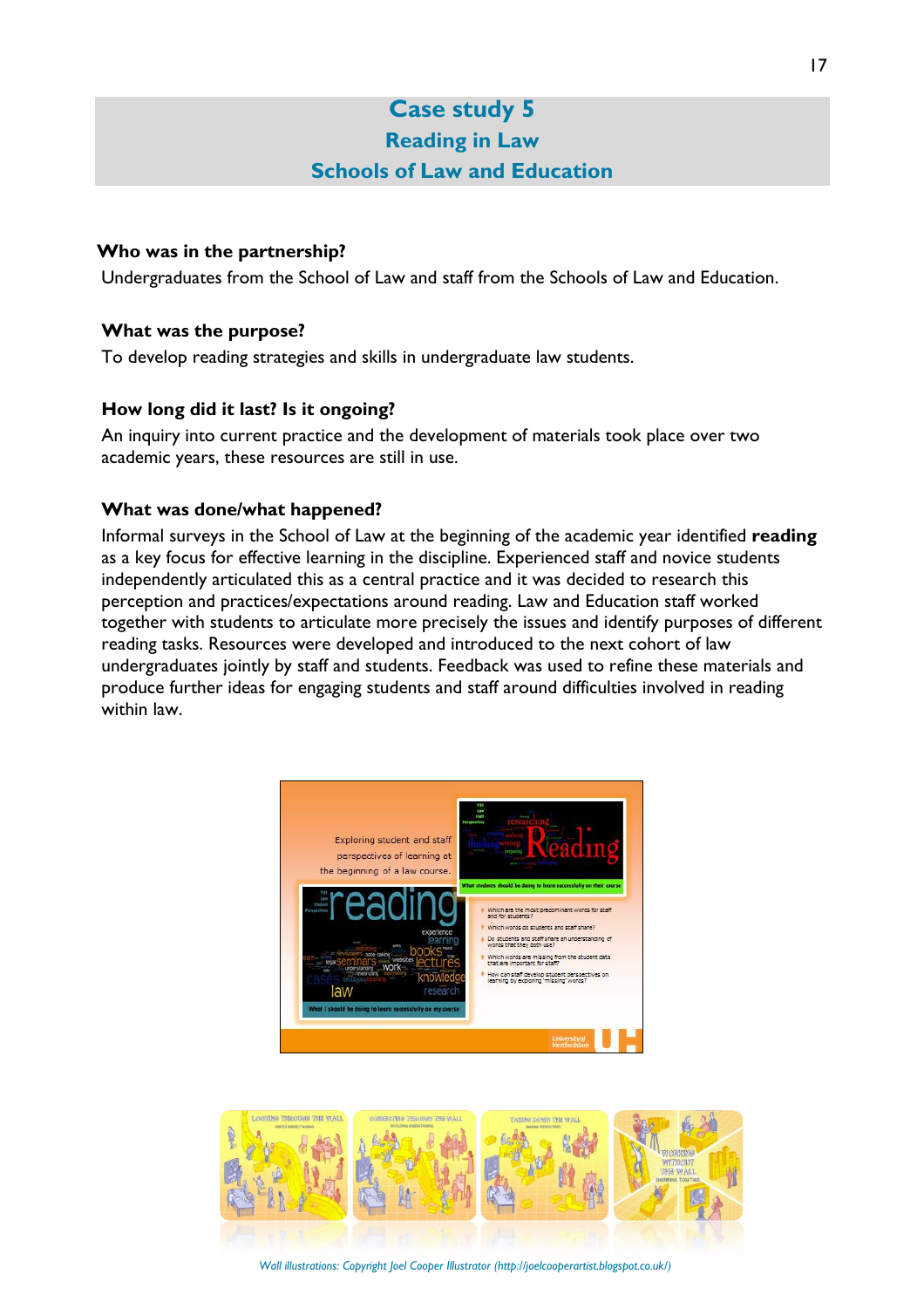# Case study 5
## Reading in Law
## Schools of Law and Education

**Who was in the partnership?**

Undergraduates from the School of Law and staff from the Schools of Law and Education.

**What was the purpose?**

To develop reading strategies and skills in undergraduate law students.

**How long did it last? Is it ongoing?**

An inquiry into current practice and the development of materials took place over two academic years, these resources are still in use.

**What was done/what happened?**

Informal surveys in the School of Law at the beginning of the academic year identified **reading** as a key focus for effective learning in the discipline. Experienced staff and novice students independently articulated this as a central practice and it was decided to research this perception and practices/expectations around reading. Law and Education staff worked together with students to articulate more precisely the issues and identify purposes of different reading tasks. Resources were developed and introduced to the next cohort of law undergraduates jointly by staff and students. Feedback was used to refine these materials and produce further ideas for engaging students and staff around difficulties involved in reading within law.

*Wall illustrations: Copyright Joel Cooper Illustrator (http://joelcooperartist.blogspot.co.uk/)*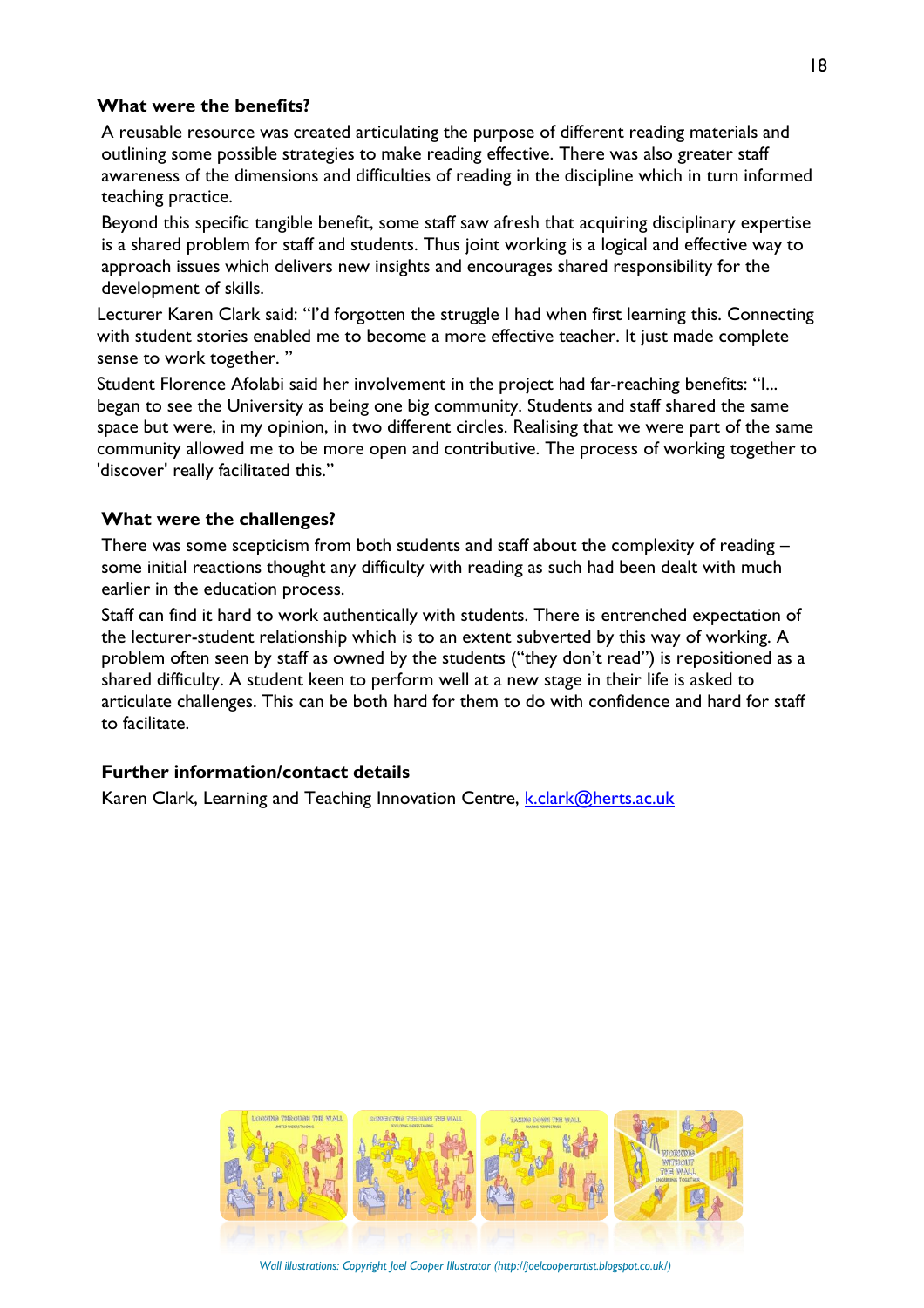### What were the benefits?

A reusable resource was created articulating the purpose of different reading materials and outlining some possible strategies to make reading effective. There was also greater staff awareness of the dimensions and difficulties of reading in the discipline which in turn informed teaching practice.

Beyond this specific tangible benefit, some staff saw afresh that acquiring disciplinary expertise is a shared problem for staff and students. Thus joint working is a logical and effective way to approach issues which delivers new insights and encourages shared responsibility for the development of skills.

Lecturer Karen Clark said: "I'd forgotten the struggle I had when first learning this. Connecting with student stories enabled me to become a more effective teacher. It just made complete sense to work together. "

Student Florence Afolabi said her involvement in the project had far-reaching benefits: "I... began to see the University as being one big community. Students and staff shared the same space but were, in my opinion, in two different circles. Realising that we were part of the same community allowed me to be more open and contributive. The process of working together to 'discover' really facilitated this."

### What were the challenges?

There was some scepticism from both students and staff about the complexity of reading – some initial reactions thought any difficulty with reading as such had been dealt with much earlier in the education process.

Staff can find it hard to work authentically with students. There is entrenched expectation of the lecturer-student relationship which is to an extent subverted by this way of working. A problem often seen by staff as owned by the students ("they don't read") is repositioned as a shared difficulty. A student keen to perform well at a new stage in their life is asked to articulate challenges. This can be both hard for them to do with confidence and hard for staff to facilitate.

### Further information/contact details

Karen Clark, Learning and Teaching Innovation Centre, [k.clark@herts.ac.uk](mailto:k.clark@herts.ac.uk)

*Wall illustrations: Copyright Joel Cooper Illustrator (http://joelcooperartist.blogspot.co.uk/)*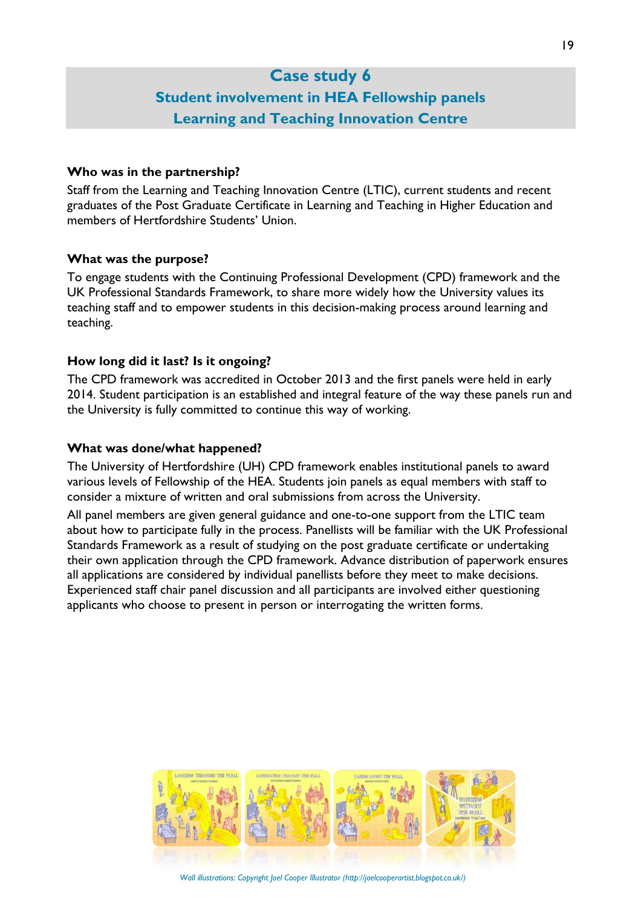# Case study 6
## Student involvement in HEA Fellowship panels
## Learning and Teaching Innovation Centre

**Who was in the partnership?**

Staff from the Learning and Teaching Innovation Centre (LTIC), current students and recent graduates of the Post Graduate Certificate in Learning and Teaching in Higher Education and members of Hertfordshire Students' Union.

**What was the purpose?**

To engage students with the Continuing Professional Development (CPD) framework and the UK Professional Standards Framework, to share more widely how the University values its teaching staff and to empower students in this decision-making process around learning and teaching.

**How long did it last? Is it ongoing?**

The CPD framework was accredited in October 2013 and the first panels were held in early 2014. Student participation is an established and integral feature of the way these panels run and the University is fully committed to continue this way of working.

**What was done/what happened?**

The University of Hertfordshire (UH) CPD framework enables institutional panels to award various levels of Fellowship of the HEA. Students join panels as equal members with staff to consider a mixture of written and oral submissions from across the University.

All panel members are given general guidance and one-to-one support from the LTIC team about how to participate fully in the process. Panellists will be familiar with the UK Professional Standards Framework as a result of studying on the post graduate certificate or undertaking their own application through the CPD framework. Advance distribution of paperwork ensures all applications are considered by individual panellists before they meet to make decisions. Experienced staff chair panel discussion and all participants are involved either questioning applicants who choose to present in person or interrogating the written forms.

*Wall illustrations: Copyright Joel Cooper Illustrator (http://joelcooperartist.blogspot.co.uk/)*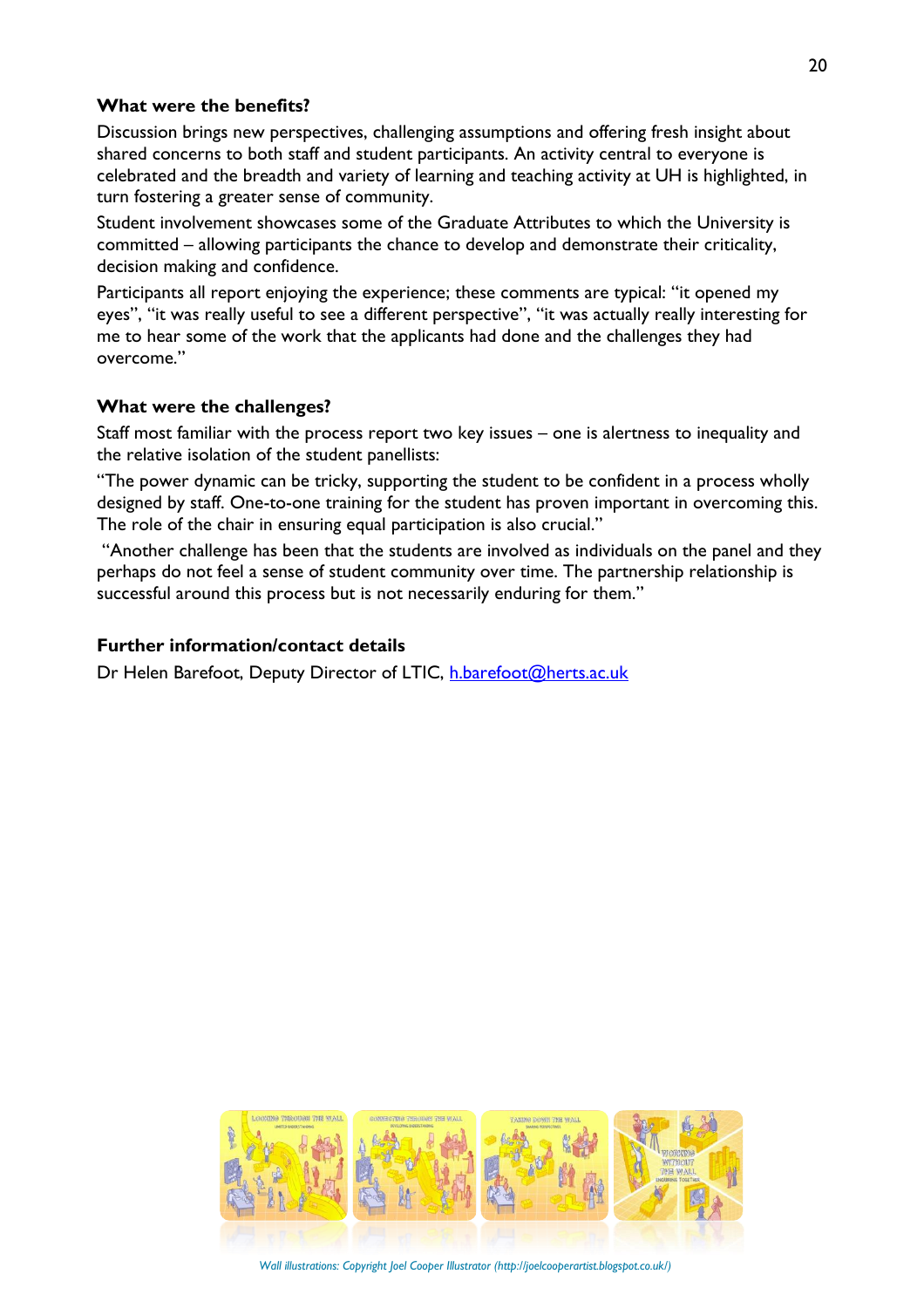**What were the benefits?**

Discussion brings new perspectives, challenging assumptions and offering fresh insight about shared concerns to both staff and student participants. An activity central to everyone is celebrated and the breadth and variety of learning and teaching activity at UH is highlighted, in turn fostering a greater sense of community.

Student involvement showcases some of the Graduate Attributes to which the University is committed – allowing participants the chance to develop and demonstrate their criticality, decision making and confidence.

Participants all report enjoying the experience; these comments are typical: "it opened my eyes", "it was really useful to see a different perspective", "it was actually really interesting for me to hear some of the work that the applicants had done and the challenges they had overcome."

**What were the challenges?**

Staff most familiar with the process report two key issues – one is alertness to inequality and the relative isolation of the student panellists:

"The power dynamic can be tricky, supporting the student to be confident in a process wholly designed by staff. One-to-one training for the student has proven important in overcoming this. The role of the chair in ensuring equal participation is also crucial."

"Another challenge has been that the students are involved as individuals on the panel and they perhaps do not feel a sense of student community over time. The partnership relationship is successful around this process but is not necessarily enduring for them."

**Further information/contact details**

Dr Helen Barefoot, Deputy Director of LTIC, h.barefoot@herts.ac.uk

*Wall illustrations: Copyright Joel Cooper Illustrator (http://joelcooperartist.blogspot.co.uk/)*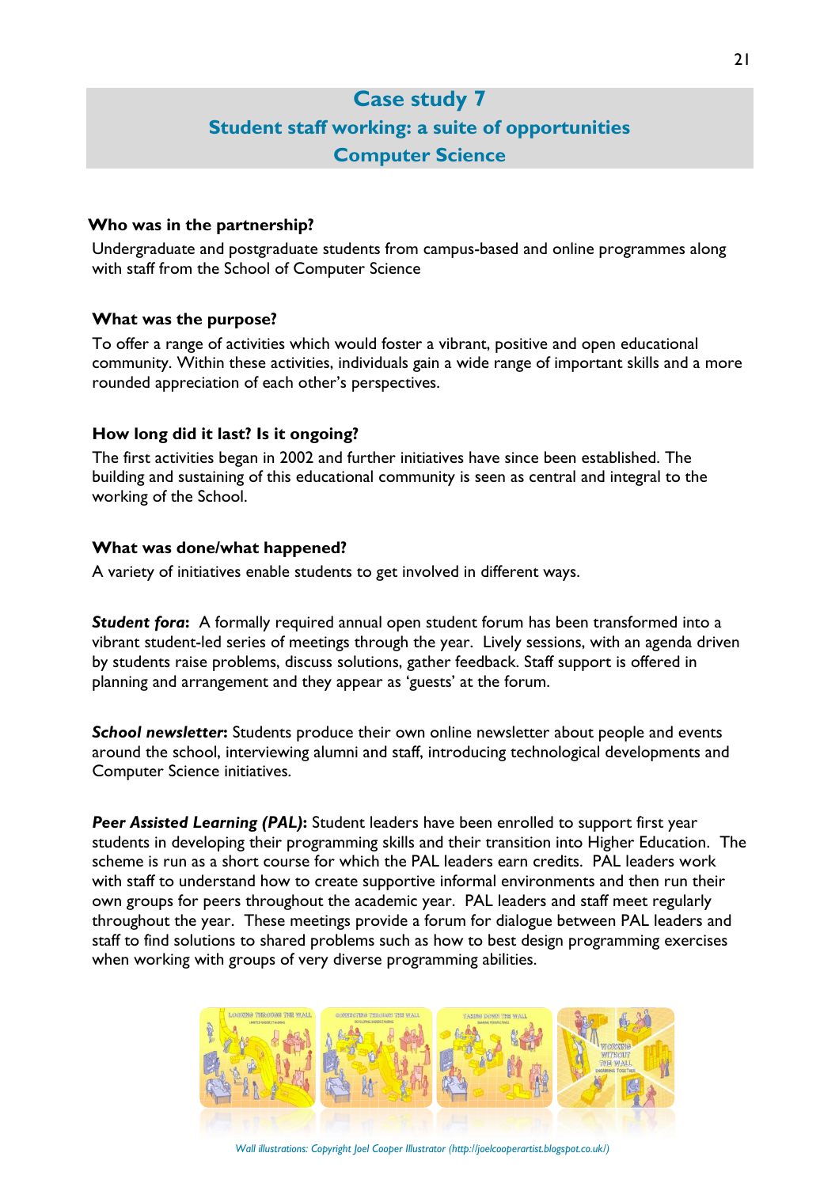# Case study 7
## Student staff working: a suite of opportunities
## Computer Science

### Who was in the partnership?

Undergraduate and postgraduate students from campus-based and online programmes along with staff from the School of Computer Science

### What was the purpose?

To offer a range of activities which would foster a vibrant, positive and open educational community. Within these activities, individuals gain a wide range of important skills and a more rounded appreciation of each other's perspectives.

### How long did it last? Is it ongoing?

The first activities began in 2002 and further initiatives have since been established. The building and sustaining of this educational community is seen as central and integral to the working of the School.

### What was done/what happened?

A variety of initiatives enable students to get involved in different ways.

***Student fora*:** A formally required annual open student forum has been transformed into a vibrant student-led series of meetings through the year. Lively sessions, with an agenda driven by students raise problems, discuss solutions, gather feedback. Staff support is offered in planning and arrangement and they appear as 'guests' at the forum.

***School newsletter*:** Students produce their own online newsletter about people and events around the school, interviewing alumni and staff, introducing technological developments and Computer Science initiatives.

***Peer Assisted Learning (PAL)*:** Student leaders have been enrolled to support first year students in developing their programming skills and their transition into Higher Education. The scheme is run as a short course for which the PAL leaders earn credits. PAL leaders work with staff to understand how to create supportive informal environments and then run their own groups for peers throughout the academic year. PAL leaders and staff meet regularly throughout the year. These meetings provide a forum for dialogue between PAL leaders and staff to find solutions to shared problems such as how to best design programming exercises when working with groups of very diverse programming abilities.

*Wall illustrations: Copyright Joel Cooper Illustrator (http://joelcooperartist.blogspot.co.uk/)*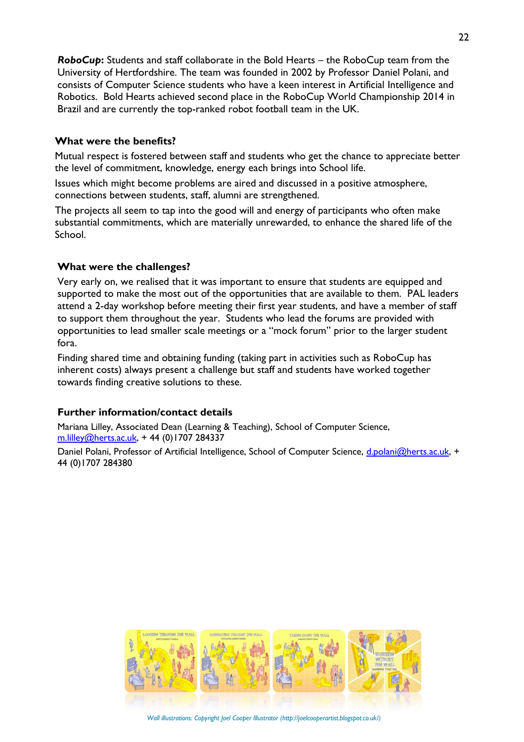***RoboCup*:** Students and staff collaborate in the Bold Hearts – the RoboCup team from the University of Hertfordshire. The team was founded in 2002 by Professor Daniel Polani, and consists of Computer Science students who have a keen interest in Artificial Intelligence and Robotics. Bold Hearts achieved second place in the RoboCup World Championship 2014 in Brazil and are currently the top-ranked robot football team in the UK.

### What were the benefits?

Mutual respect is fostered between staff and students who get the chance to appreciate better the level of commitment, knowledge, energy each brings into School life.

Issues which might become problems are aired and discussed in a positive atmosphere, connections between students, staff, alumni are strengthened.

The projects all seem to tap into the good will and energy of participants who often make substantial commitments, which are materially unrewarded, to enhance the shared life of the School.

### What were the challenges?

Very early on, we realised that it was important to ensure that students are equipped and supported to make the most out of the opportunities that are available to them. PAL leaders attend a 2-day workshop before meeting their first year students, and have a member of staff to support them throughout the year. Students who lead the forums are provided with opportunities to lead smaller scale meetings or a "mock forum" prior to the larger student fora.

Finding shared time and obtaining funding (taking part in activities such as RoboCup has inherent costs) always present a challenge but staff and students have worked together towards finding creative solutions to these.

### Further information/contact details

Mariana Lilley, Associated Dean (Learning & Teaching), School of Computer Science, m.lilley@herts.ac.uk, + 44 (0)1707 284337

Daniel Polani, Professor of Artificial Intelligence, School of Computer Science, d.polani@herts.ac.uk, + 44 (0)1707 284380

*Wall illustrations: Copyright Joel Cooper Illustrator (http://joelcooperartist.blogspot.co.uk/)*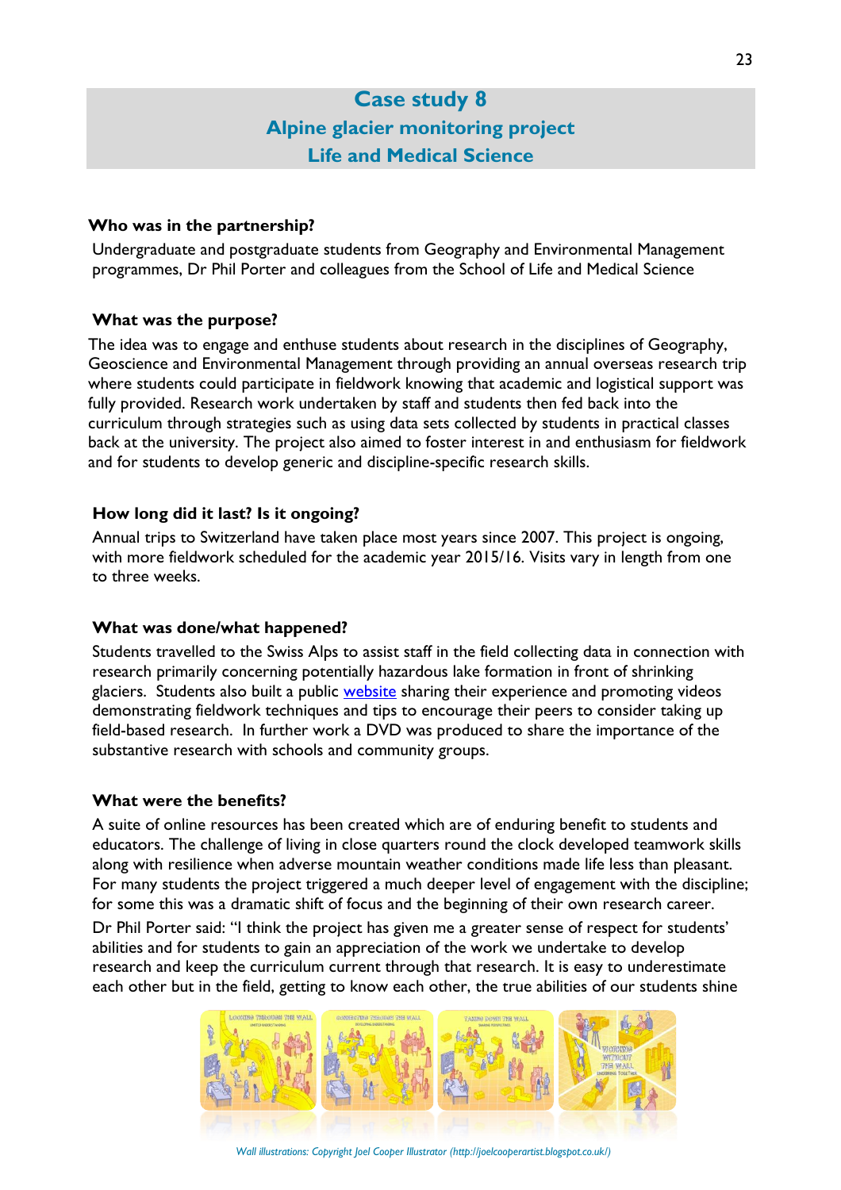# Case study 8
## Alpine glacier monitoring project
## Life and Medical Science

**Who was in the partnership?**

Undergraduate and postgraduate students from Geography and Environmental Management programmes, Dr Phil Porter and colleagues from the School of Life and Medical Science

**What was the purpose?**

The idea was to engage and enthuse students about research in the disciplines of Geography, Geoscience and Environmental Management through providing an annual overseas research trip where students could participate in fieldwork knowing that academic and logistical support was fully provided. Research work undertaken by staff and students then fed back into the curriculum through strategies such as using data sets collected by students in practical classes back at the university. The project also aimed to foster interest in and enthusiasm for fieldwork and for students to develop generic and discipline-specific research skills.

**How long did it last? Is it ongoing?**

Annual trips to Switzerland have taken place most years since 2007. This project is ongoing, with more fieldwork scheduled for the academic year 2015/16. Visits vary in length from one to three weeks.

**What was done/what happened?**

Students travelled to the Swiss Alps to assist staff in the field collecting data in connection with research primarily concerning potentially hazardous lake formation in front of shrinking glaciers. Students also built a public website sharing their experience and promoting videos demonstrating fieldwork techniques and tips to encourage their peers to consider taking up field-based research. In further work a DVD was produced to share the importance of the substantive research with schools and community groups.

**What were the benefits?**

A suite of online resources has been created which are of enduring benefit to students and educators. The challenge of living in close quarters round the clock developed teamwork skills along with resilience when adverse mountain weather conditions made life less than pleasant. For many students the project triggered a much deeper level of engagement with the discipline; for some this was a dramatic shift of focus and the beginning of their own research career.

Dr Phil Porter said: "I think the project has given me a greater sense of respect for students' abilities and for students to gain an appreciation of the work we undertake to develop research and keep the curriculum current through that research. It is easy to underestimate each other but in the field, getting to know each other, the true abilities of our students shine

*Wall illustrations: Copyright Joel Cooper Illustrator (http://joelcooperartist.blogspot.co.uk/)*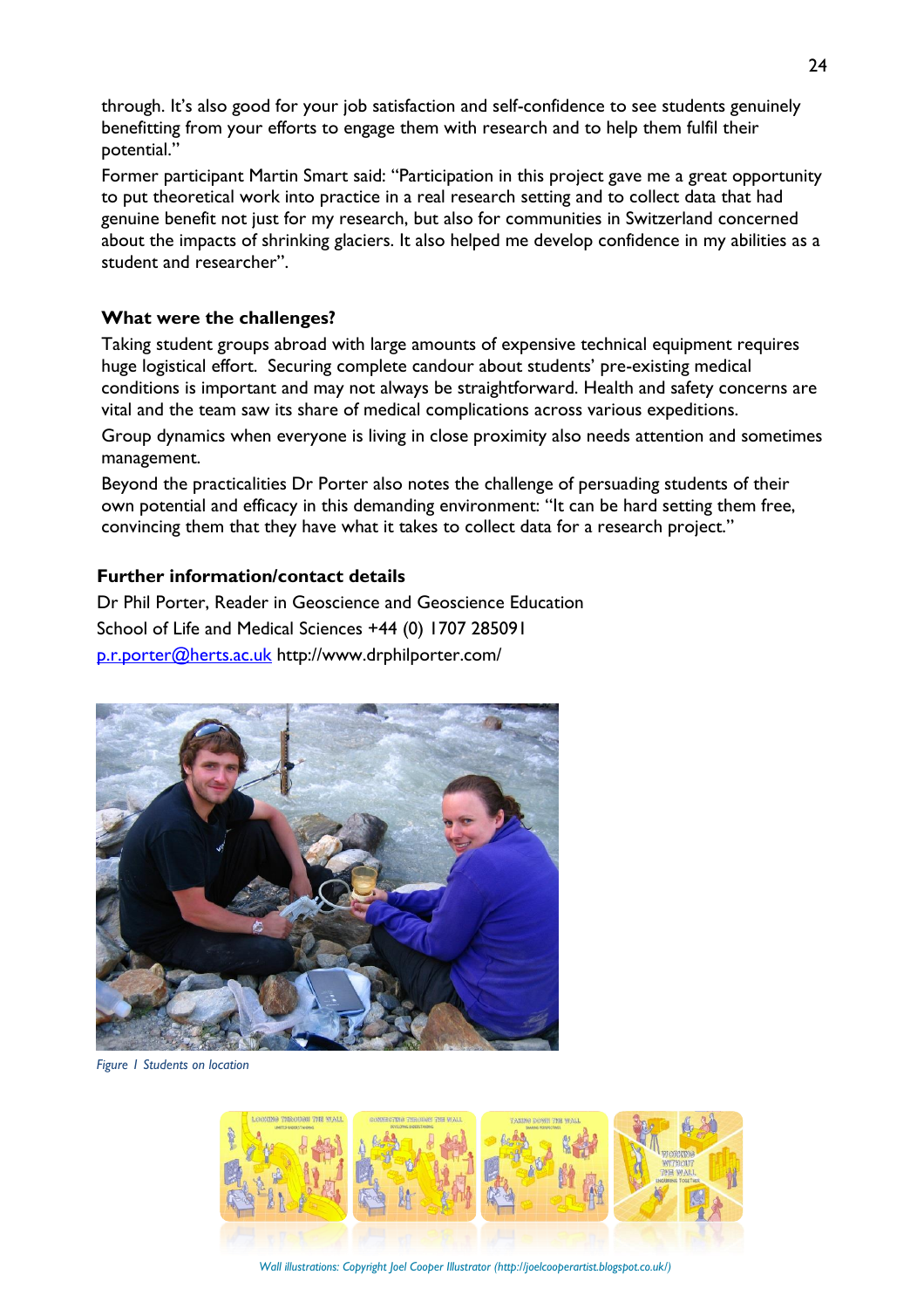through. It's also good for your job satisfaction and self-confidence to see students genuinely benefitting from your efforts to engage them with research and to help them fulfil their potential."

Former participant Martin Smart said: "Participation in this project gave me a great opportunity to put theoretical work into practice in a real research setting and to collect data that had genuine benefit not just for my research, but also for communities in Switzerland concerned about the impacts of shrinking glaciers. It also helped me develop confidence in my abilities as a student and researcher".

### What were the challenges?

Taking student groups abroad with large amounts of expensive technical equipment requires huge logistical effort. Securing complete candour about students' pre-existing medical conditions is important and may not always be straightforward. Health and safety concerns are vital and the team saw its share of medical complications across various expeditions.

Group dynamics when everyone is living in close proximity also needs attention and sometimes management.

Beyond the practicalities Dr Porter also notes the challenge of persuading students of their own potential and efficacy in this demanding environment: "It can be hard setting them free, convincing them that they have what it takes to collect data for a research project."

### Further information/contact details

Dr Phil Porter, Reader in Geoscience and Geoscience Education
School of Life and Medical Sciences +44 (0) 1707 285091
p.r.porter@herts.ac.uk http://www.drphilporter.com/

*Figure 1 Students on location*

*Wall illustrations: Copyright Joel Cooper Illustrator (http://joelcooperartist.blogspot.co.uk/)*